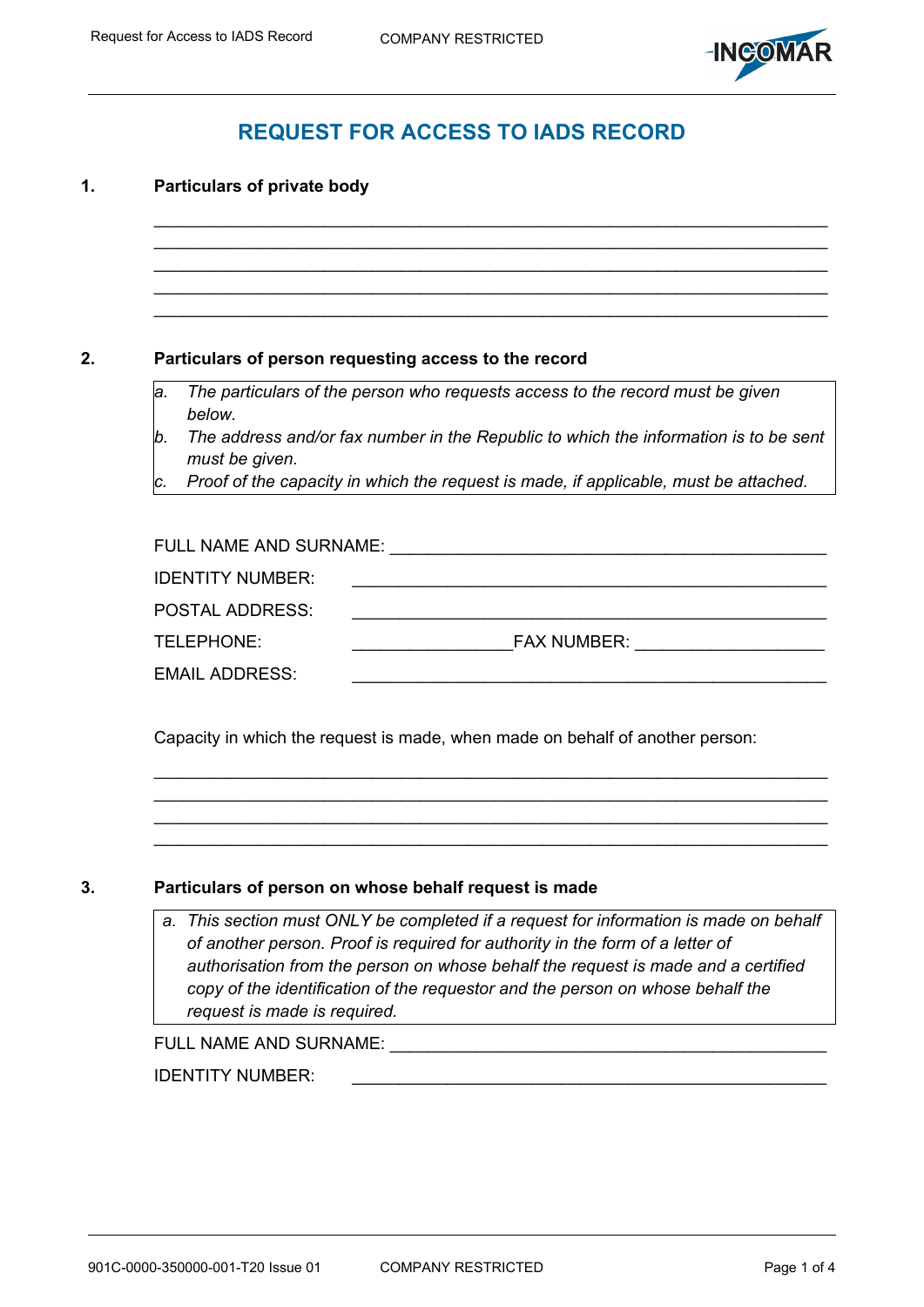# REQUEST FOR ACCESS TO IADS RECORD

## 1. Particulars of private body

_______________________________________________________________
_______________________________________________________________
_______________________________________________________________
_______________________________________________________________
_______________________________________________________________

## 2. Particulars of person requesting access to the record

*a. The particulars of the person who requests access to the record must be given below.*
*b. The address and/or fax number in the Republic to which the information is to be sent must be given.*
*c. Proof of the capacity in which the request is made, if applicable, must be attached.*

FULL NAME AND SURNAME: _____________________________________________

IDENTITY NUMBER: _____________________________________________

POSTAL ADDRESS: _____________________________________________

TELEPHONE: _________________ FAX NUMBER: ___________________

EMAIL ADDRESS: _____________________________________________

Capacity in which the request is made, when made on behalf of another person:

_______________________________________________________________
_______________________________________________________________
_______________________________________________________________
_______________________________________________________________

## 3. Particulars of person on whose behalf request is made

*a. This section must ONLY be completed if a request for information is made on behalf of another person. Proof is required for authority in the form of a letter of authorisation from the person on whose behalf the request is made and a certified copy of the identification of the requestor and the person on whose behalf the request is made is required.*

FULL NAME AND SURNAME: _____________________________________________

IDENTITY NUMBER: _____________________________________________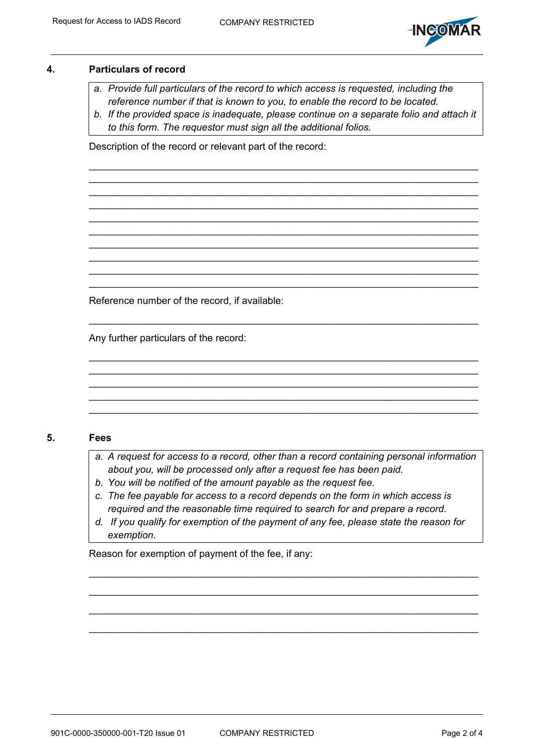## 4. Particulars of record

*a. Provide full particulars of the record to which access is requested, including the reference number if that is known to you, to enable the record to be located.*
*b. If the provided space is inadequate, please continue on a separate folio and attach it to this form. The requestor must sign all the additional folios.*

Description of the record or relevant part of the record:

______________________________________________________________________
______________________________________________________________________
______________________________________________________________________
______________________________________________________________________
______________________________________________________________________
______________________________________________________________________
______________________________________________________________________
______________________________________________________________________
______________________________________________________________________
______________________________________________________________________

Reference number of the record, if available:

______________________________________________________________________

Any further particulars of the record:

______________________________________________________________________
______________________________________________________________________
______________________________________________________________________
______________________________________________________________________
______________________________________________________________________

## 5. Fees

*a. A request for access to a record, other than a record containing personal information about you, will be processed only after a request fee has been paid.*
*b. You will be notified of the amount payable as the request fee.*
*c. The fee payable for access to a record depends on the form in which access is required and the reasonable time required to search for and prepare a record.*
*d. If you qualify for exemption of the payment of any fee, please state the reason for exemption.*

Reason for exemption of payment of the fee, if any:

______________________________________________________________________
______________________________________________________________________
______________________________________________________________________
______________________________________________________________________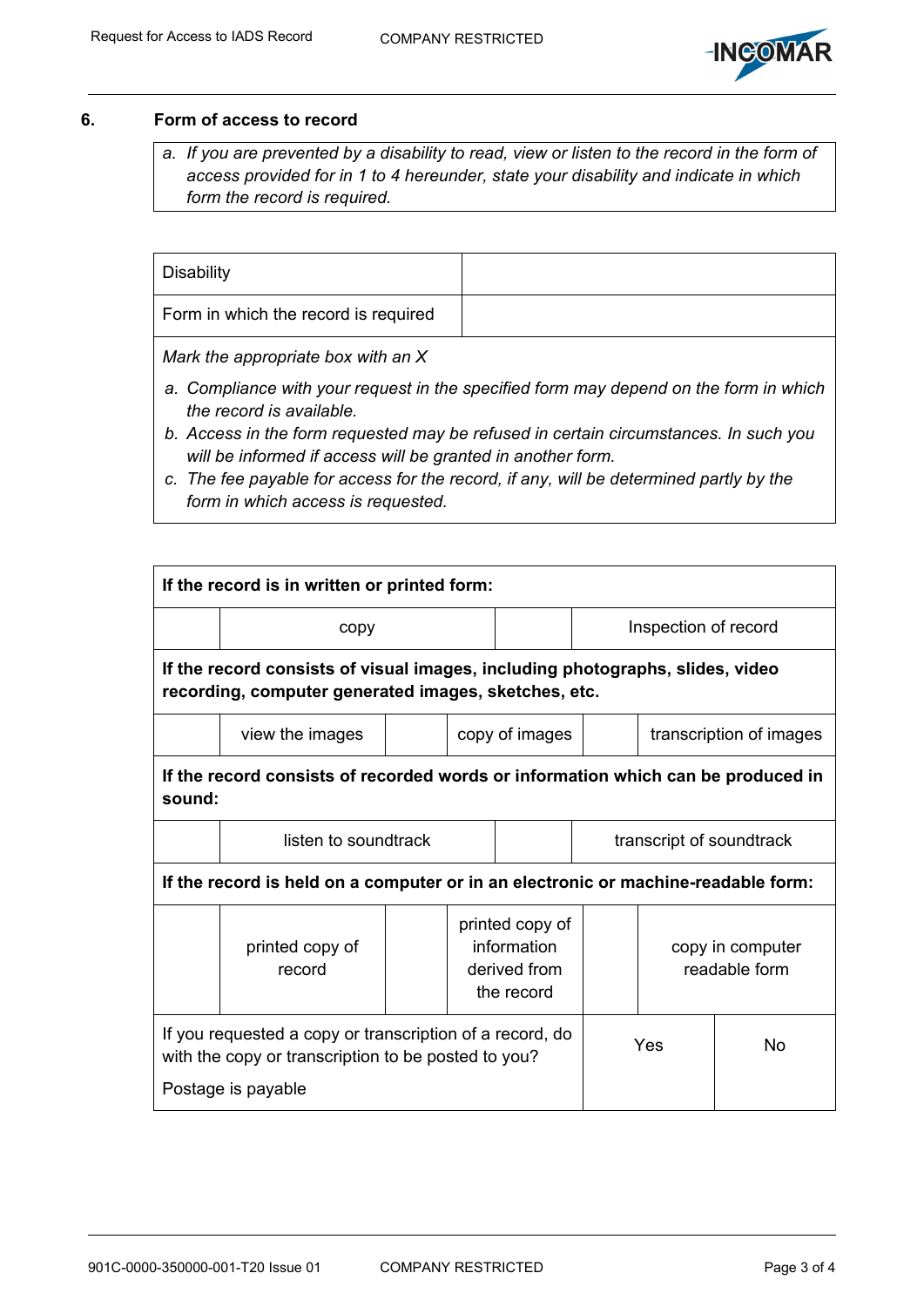## 6. Form of access to record

*a. If you are prevented by a disability to read, view or listen to the record in the form of access provided for in 1 to 4 hereunder, state your disability and indicate in which form the record is required.*

| Disability | |
|---|---|
| Form in which the record is required | |

*Mark the appropriate box with an X*

*a. Compliance with your request in the specified form may depend on the form in which the record is available.*
*b. Access in the form requested may be refused in certain circumstances. In such you will be informed if access will be granted in another form.*
*c. The fee payable for access for the record, if any, will be determined partly by the form in which access is requested.*

| **If the record is in written or printed form:** | | | | | |
|---|---|---|---|---|---|
| | copy | | Inspection of record | | |
| **If the record consists of visual images, including photographs, slides, video recording, computer generated images, sketches, etc.** | | | | | |
| | view the images | | copy of images | | transcription of images |
| **If the record consists of recorded words or information which can be produced in sound:** | | | | | |
| | listen to soundtrack | | transcript of soundtrack | | |
| **If the record is held on a computer or in an electronic or machine-readable form:** | | | | | |
| | printed copy of record | | printed copy of information derived from the record | | copy in computer readable form |

| If you requested a copy or transcription of a record, do with the copy or transcription to be posted to you? Postage is payable | Yes | No |
|---|---|---|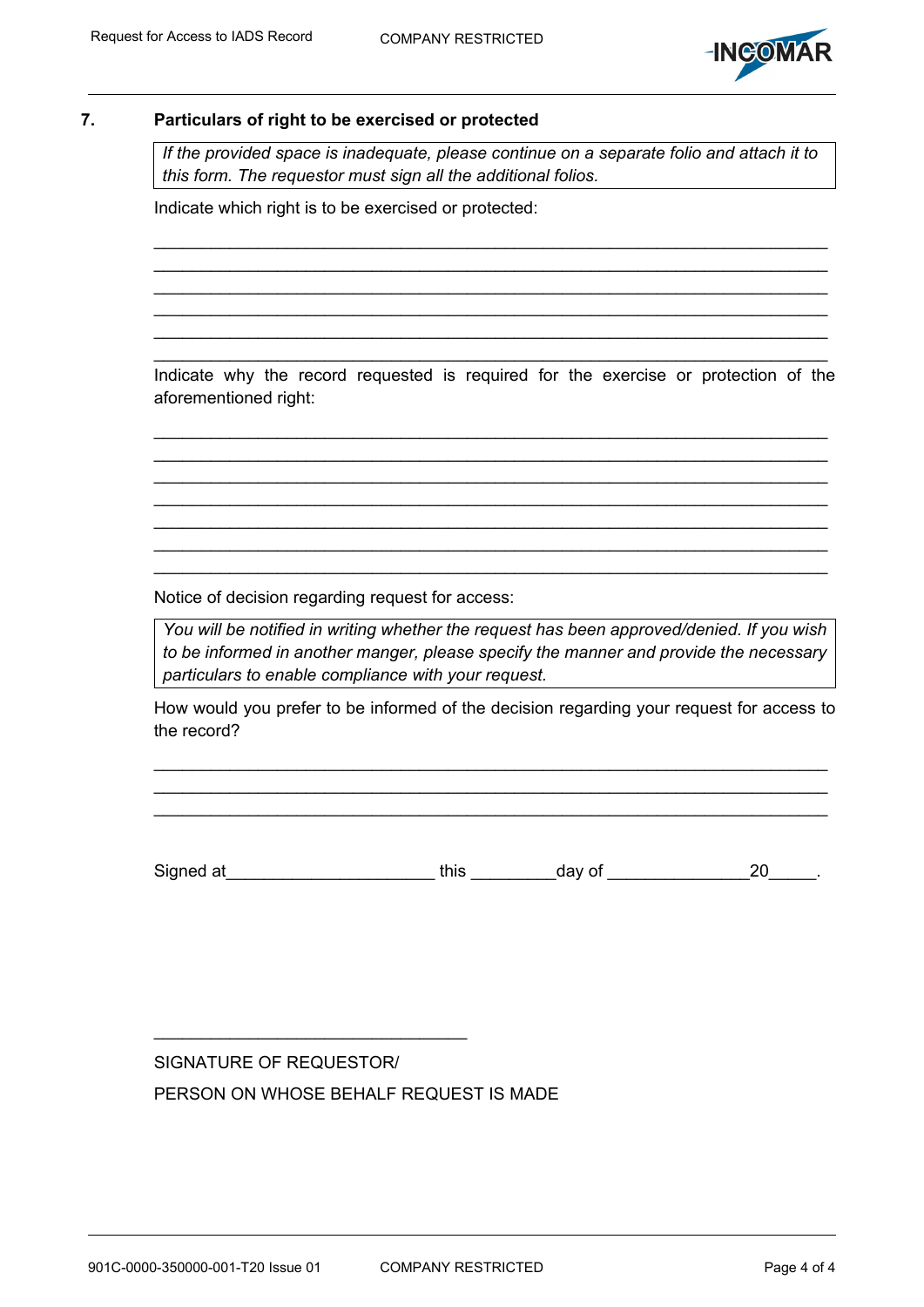## 7. Particulars of right to be exercised or protected

| |
|---|
| *If the provided space is inadequate, please continue on a separate folio and attach it to this form. The requestor must sign all the additional folios.* |

Indicate which right is to be exercised or protected:

\_\_\_\_\_\_\_\_\_\_\_\_\_\_\_\_\_\_\_\_\_\_\_\_\_\_\_\_\_\_\_\_\_\_\_\_\_\_\_\_\_\_\_\_\_\_\_\_\_\_\_\_\_\_\_\_\_\_\_\_\_\_\_\_\_\_\_\_\_\_
\_\_\_\_\_\_\_\_\_\_\_\_\_\_\_\_\_\_\_\_\_\_\_\_\_\_\_\_\_\_\_\_\_\_\_\_\_\_\_\_\_\_\_\_\_\_\_\_\_\_\_\_\_\_\_\_\_\_\_\_\_\_\_\_\_\_\_\_\_\_
\_\_\_\_\_\_\_\_\_\_\_\_\_\_\_\_\_\_\_\_\_\_\_\_\_\_\_\_\_\_\_\_\_\_\_\_\_\_\_\_\_\_\_\_\_\_\_\_\_\_\_\_\_\_\_\_\_\_\_\_\_\_\_\_\_\_\_\_\_\_
\_\_\_\_\_\_\_\_\_\_\_\_\_\_\_\_\_\_\_\_\_\_\_\_\_\_\_\_\_\_\_\_\_\_\_\_\_\_\_\_\_\_\_\_\_\_\_\_\_\_\_\_\_\_\_\_\_\_\_\_\_\_\_\_\_\_\_\_\_\_
\_\_\_\_\_\_\_\_\_\_\_\_\_\_\_\_\_\_\_\_\_\_\_\_\_\_\_\_\_\_\_\_\_\_\_\_\_\_\_\_\_\_\_\_\_\_\_\_\_\_\_\_\_\_\_\_\_\_\_\_\_\_\_\_\_\_\_\_\_\_
\_\_\_\_\_\_\_\_\_\_\_\_\_\_\_\_\_\_\_\_\_\_\_\_\_\_\_\_\_\_\_\_\_\_\_\_\_\_\_\_\_\_\_\_\_\_\_\_\_\_\_\_\_\_\_\_\_\_\_\_\_\_\_\_\_\_\_\_\_\_

Indicate why the record requested is required for the exercise or protection of the aforementioned right:

\_\_\_\_\_\_\_\_\_\_\_\_\_\_\_\_\_\_\_\_\_\_\_\_\_\_\_\_\_\_\_\_\_\_\_\_\_\_\_\_\_\_\_\_\_\_\_\_\_\_\_\_\_\_\_\_\_\_\_\_\_\_\_\_\_\_\_\_\_\_
\_\_\_\_\_\_\_\_\_\_\_\_\_\_\_\_\_\_\_\_\_\_\_\_\_\_\_\_\_\_\_\_\_\_\_\_\_\_\_\_\_\_\_\_\_\_\_\_\_\_\_\_\_\_\_\_\_\_\_\_\_\_\_\_\_\_\_\_\_\_
\_\_\_\_\_\_\_\_\_\_\_\_\_\_\_\_\_\_\_\_\_\_\_\_\_\_\_\_\_\_\_\_\_\_\_\_\_\_\_\_\_\_\_\_\_\_\_\_\_\_\_\_\_\_\_\_\_\_\_\_\_\_\_\_\_\_\_\_\_\_
\_\_\_\_\_\_\_\_\_\_\_\_\_\_\_\_\_\_\_\_\_\_\_\_\_\_\_\_\_\_\_\_\_\_\_\_\_\_\_\_\_\_\_\_\_\_\_\_\_\_\_\_\_\_\_\_\_\_\_\_\_\_\_\_\_\_\_\_\_\_
\_\_\_\_\_\_\_\_\_\_\_\_\_\_\_\_\_\_\_\_\_\_\_\_\_\_\_\_\_\_\_\_\_\_\_\_\_\_\_\_\_\_\_\_\_\_\_\_\_\_\_\_\_\_\_\_\_\_\_\_\_\_\_\_\_\_\_\_\_\_
\_\_\_\_\_\_\_\_\_\_\_\_\_\_\_\_\_\_\_\_\_\_\_\_\_\_\_\_\_\_\_\_\_\_\_\_\_\_\_\_\_\_\_\_\_\_\_\_\_\_\_\_\_\_\_\_\_\_\_\_\_\_\_\_\_\_\_\_\_\_
\_\_\_\_\_\_\_\_\_\_\_\_\_\_\_\_\_\_\_\_\_\_\_\_\_\_\_\_\_\_\_\_\_\_\_\_\_\_\_\_\_\_\_\_\_\_\_\_\_\_\_\_\_\_\_\_\_\_\_\_\_\_\_\_\_\_\_\_\_\_

Notice of decision regarding request for access:

| |
|---|
| *You will be notified in writing whether the request has been approved/denied. If you wish to be informed in another manger, please specify the manner and provide the necessary particulars to enable compliance with your request.* |

How would you prefer to be informed of the decision regarding your request for access to the record?

\_\_\_\_\_\_\_\_\_\_\_\_\_\_\_\_\_\_\_\_\_\_\_\_\_\_\_\_\_\_\_\_\_\_\_\_\_\_\_\_\_\_\_\_\_\_\_\_\_\_\_\_\_\_\_\_\_\_\_\_\_\_\_\_\_\_\_\_\_\_
\_\_\_\_\_\_\_\_\_\_\_\_\_\_\_\_\_\_\_\_\_\_\_\_\_\_\_\_\_\_\_\_\_\_\_\_\_\_\_\_\_\_\_\_\_\_\_\_\_\_\_\_\_\_\_\_\_\_\_\_\_\_\_\_\_\_\_\_\_\_
\_\_\_\_\_\_\_\_\_\_\_\_\_\_\_\_\_\_\_\_\_\_\_\_\_\_\_\_\_\_\_\_\_\_\_\_\_\_\_\_\_\_\_\_\_\_\_\_\_\_\_\_\_\_\_\_\_\_\_\_\_\_\_\_\_\_\_\_\_\_

Signed at\_\_\_\_\_\_\_\_\_\_\_\_\_\_\_\_\_\_\_\_\_\_ this \_\_\_\_\_\_\_\_\_day of \_\_\_\_\_\_\_\_\_\_\_\_\_\_\_20\_\_\_\_\_.

\_\_\_\_\_\_\_\_\_\_\_\_\_\_\_\_\_\_\_\_\_\_\_\_\_\_\_\_\_\_\_\_\_

SIGNATURE OF REQUESTOR/

PERSON ON WHOSE BEHALF REQUEST IS MADE